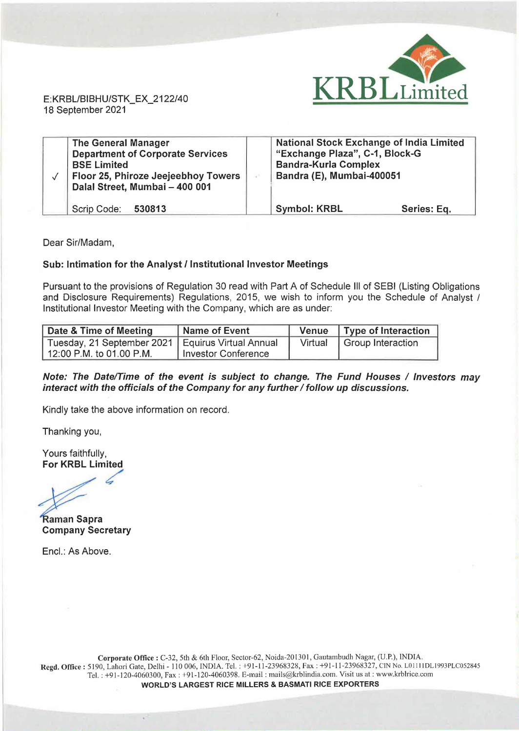KRBL Limited

E:KRBL/BIBHU/STK_EX_2122/40
18 September 2021

| | | | |
|---|---|---|---|
| ✓ | **The General Manager**<br>**Department of Corporate Services**<br>**BSE Limited**<br>**Floor 25, Phiroze Jeejeebhoy Towers**<br>**Dalal Street, Mumbai – 400 001**<br><br>Scrip Code: **530813** | | **National Stock Exchange of India Limited**<br>**"Exchange Plaza", C-1, Block-G**<br>**Bandra-Kurla Complex**<br>**Bandra (E), Mumbai-400051**<br><br>**Symbol: KRBL** **Series: Eq.** |

Dear Sir/Madam,

**Sub: Intimation for the Analyst / Institutional Investor Meetings**

Pursuant to the provisions of Regulation 30 read with Part A of Schedule III of SEBI (Listing Obligations and Disclosure Requirements) Regulations, 2015, we wish to inform you the Schedule of Analyst / Institutional Investor Meeting with the Company, which are as under:

| Date & Time of Meeting | Name of Event | Venue | Type of Interaction |
|---|---|---|---|
| Tuesday, 21 September 2021<br>12:00 P.M. to 01.00 P.M. | Equirus Virtual Annual Investor Conference | Virtual | Group Interaction |

***Note: The Date/Time of the event is subject to change. The Fund Houses / Investors may interact with the officials of the Company for any further / follow up discussions.***

Kindly take the above information on record.

Thanking you,

Yours faithfully,
**For KRBL Limited**

**Raman Sapra**
**Company Secretary**

Encl.: As Above.

**Corporate Office :** C-32, 5th & 6th Floor, Sector-62, Noida-201301, Gautambudh Nagar, (U.P.), INDIA.
**Regd. Office :** 5190, Lahori Gate, Delhi - 110 006, INDIA. Tel. : +91-11-23968328, Fax : +91-11-23968327, CIN No. L01111DL1993PLC052845
Tel. : +91-120-4060300, Fax : +91-120-4060398. E-mail : mails@krblindia.com. Visit us at : www.krblrice.com
**WORLD'S LARGEST RICE MILLERS & BASMATI RICE EXPORTERS**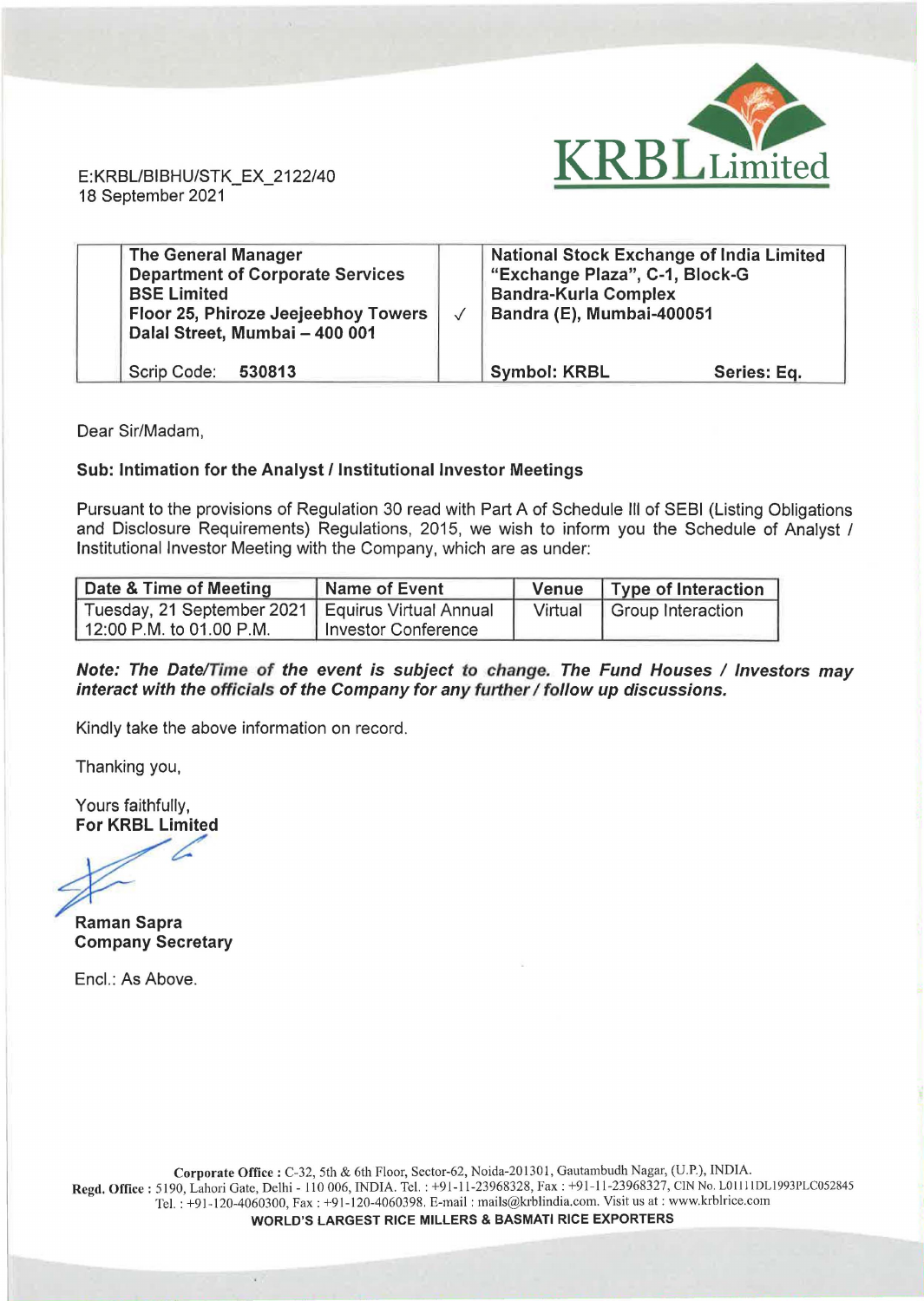KRBL Limited

E:KRBL/BIBHU/STK_EX_2122/40
18 September 2021

| | | | |
|---|---|---|---|
| | **The General Manager**<br>**Department of Corporate Services**<br>**BSE Limited**<br>**Floor 25, Phiroze Jeejeebhoy Towers**<br>**Dalal Street, Mumbai – 400 001** | ✓ | **National Stock Exchange of India Limited**<br>**"Exchange Plaza", C-1, Block-G**<br>**Bandra-Kurla Complex**<br>**Bandra (E), Mumbai-400051** |
| | Scrip Code: **530813** | | **Symbol: KRBL** **Series: Eq.** |

Dear Sir/Madam,

**Sub: Intimation for the Analyst / Institutional Investor Meetings**

Pursuant to the provisions of Regulation 30 read with Part A of Schedule III of SEBI (Listing Obligations and Disclosure Requirements) Regulations, 2015, we wish to inform you the Schedule of Analyst / Institutional Investor Meeting with the Company, which are as under:

| Date & Time of Meeting | Name of Event | Venue | Type of Interaction |
|---|---|---|---|
| Tuesday, 21 September 2021<br>12:00 P.M. to 01.00 P.M. | Equirus Virtual Annual Investor Conference | Virtual | Group Interaction |

***Note: The Date/Time of the event is subject to change. The Fund Houses / Investors may interact with the officials of the Company for any further / follow up discussions.***

Kindly take the above information on record.

Thanking you,

Yours faithfully,
**For KRBL Limited**

**Raman Sapra**
**Company Secretary**

Encl.: As Above.

**Corporate Office :** C-32, 5th & 6th Floor, Sector-62, Noida-201301, Gautambudh Nagar, (U.P.), INDIA.
**Regd. Office :** 5190, Lahori Gate, Delhi - 110 006, INDIA. Tel. : +91-11-23968328, Fax : +91-11-23968327, CIN No. L01111DL1993PLC052845
Tel. : +91-120-4060300, Fax : +91-120-4060398. E-mail : mails@krblindia.com. Visit us at : www.krblrice.com

**WORLD'S LARGEST RICE MILLERS & BASMATI RICE EXPORTERS**